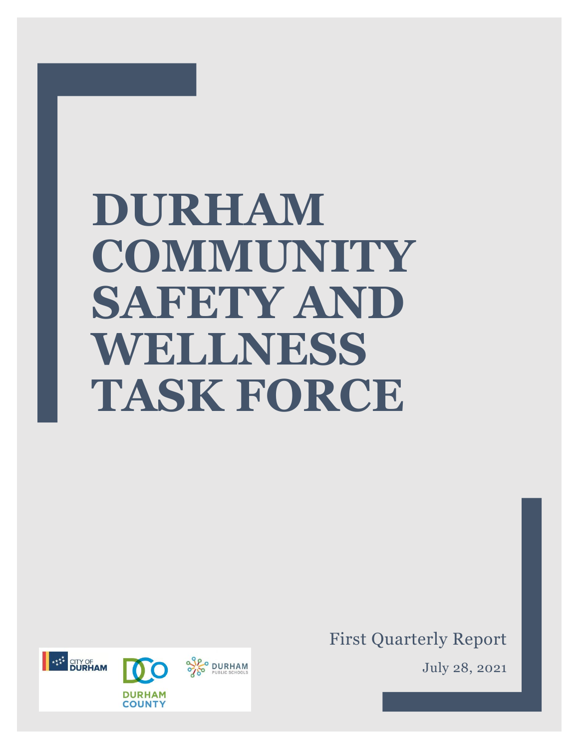# DURHAM COMMUNITY SAFETY AND WELLNESS TASK FORCE

First Quarterly Report

July 28, 2021

CITY OF DURHAM

DURHAM COUNTY

DURHAM PUBLIC SCHOOLS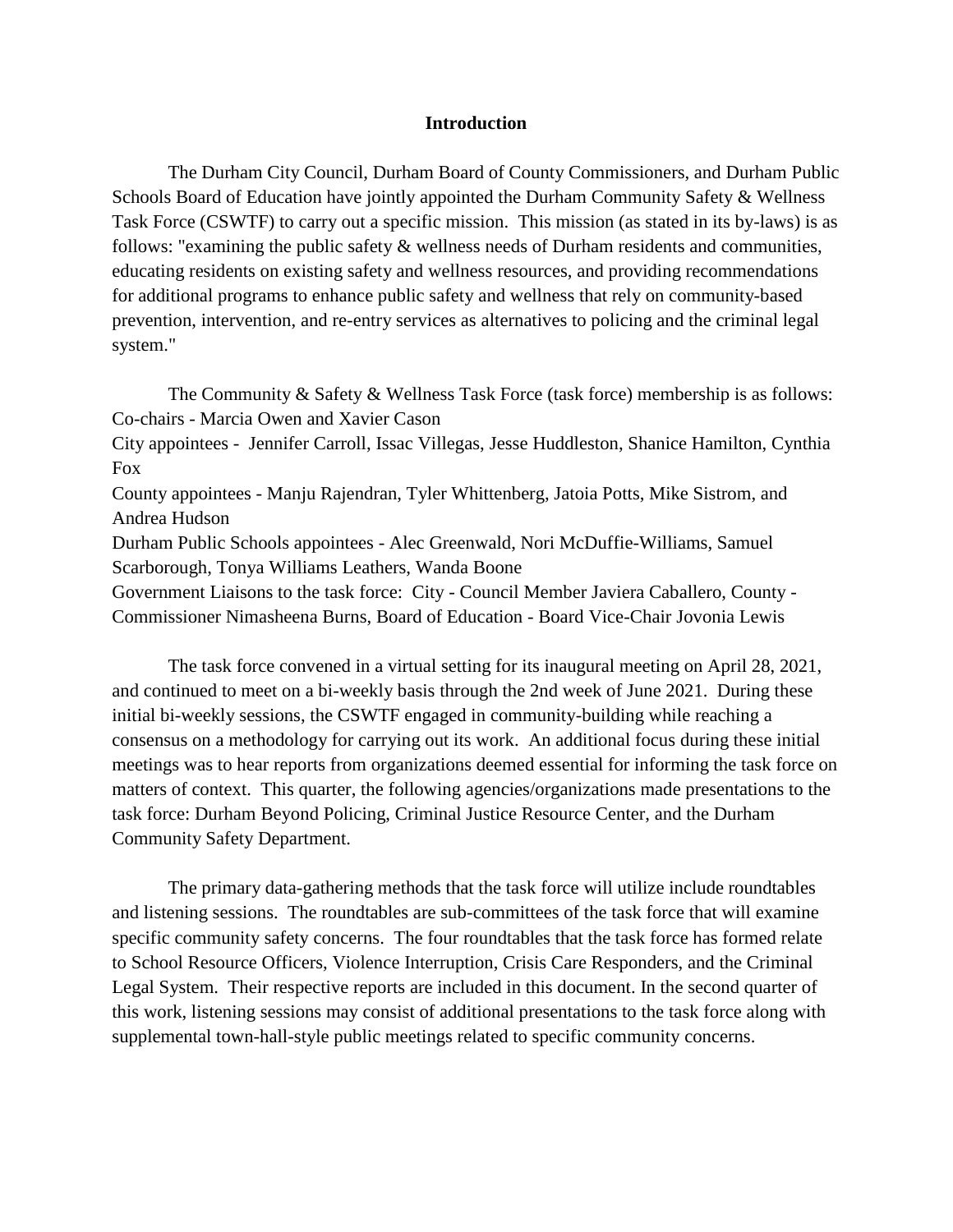# Introduction

The Durham City Council, Durham Board of County Commissioners, and Durham Public Schools Board of Education have jointly appointed the Durham Community Safety & Wellness Task Force (CSWTF) to carry out a specific mission. This mission (as stated in its by-laws) is as follows: "examining the public safety & wellness needs of Durham residents and communities, educating residents on existing safety and wellness resources, and providing recommendations for additional programs to enhance public safety and wellness that rely on community-based prevention, intervention, and re-entry services as alternatives to policing and the criminal legal system."

The Community & Safety & Wellness Task Force (task force) membership is as follows:
Co-chairs - Marcia Owen and Xavier Cason
City appointees - Jennifer Carroll, Issac Villegas, Jesse Huddleston, Shanice Hamilton, Cynthia Fox
County appointees - Manju Rajendran, Tyler Whittenberg, Jatoia Potts, Mike Sistrom, and Andrea Hudson
Durham Public Schools appointees - Alec Greenwald, Nori McDuffie-Williams, Samuel Scarborough, Tonya Williams Leathers, Wanda Boone
Government Liaisons to the task force: City - Council Member Javiera Caballero, County - Commissioner Nimasheena Burns, Board of Education - Board Vice-Chair Jovonia Lewis

The task force convened in a virtual setting for its inaugural meeting on April 28, 2021, and continued to meet on a bi-weekly basis through the 2nd week of June 2021. During these initial bi-weekly sessions, the CSWTF engaged in community-building while reaching a consensus on a methodology for carrying out its work. An additional focus during these initial meetings was to hear reports from organizations deemed essential for informing the task force on matters of context. This quarter, the following agencies/organizations made presentations to the task force: Durham Beyond Policing, Criminal Justice Resource Center, and the Durham Community Safety Department.

The primary data-gathering methods that the task force will utilize include roundtables and listening sessions. The roundtables are sub-committees of the task force that will examine specific community safety concerns. The four roundtables that the task force has formed relate to School Resource Officers, Violence Interruption, Crisis Care Responders, and the Criminal Legal System. Their respective reports are included in this document. In the second quarter of this work, listening sessions may consist of additional presentations to the task force along with supplemental town-hall-style public meetings related to specific community concerns.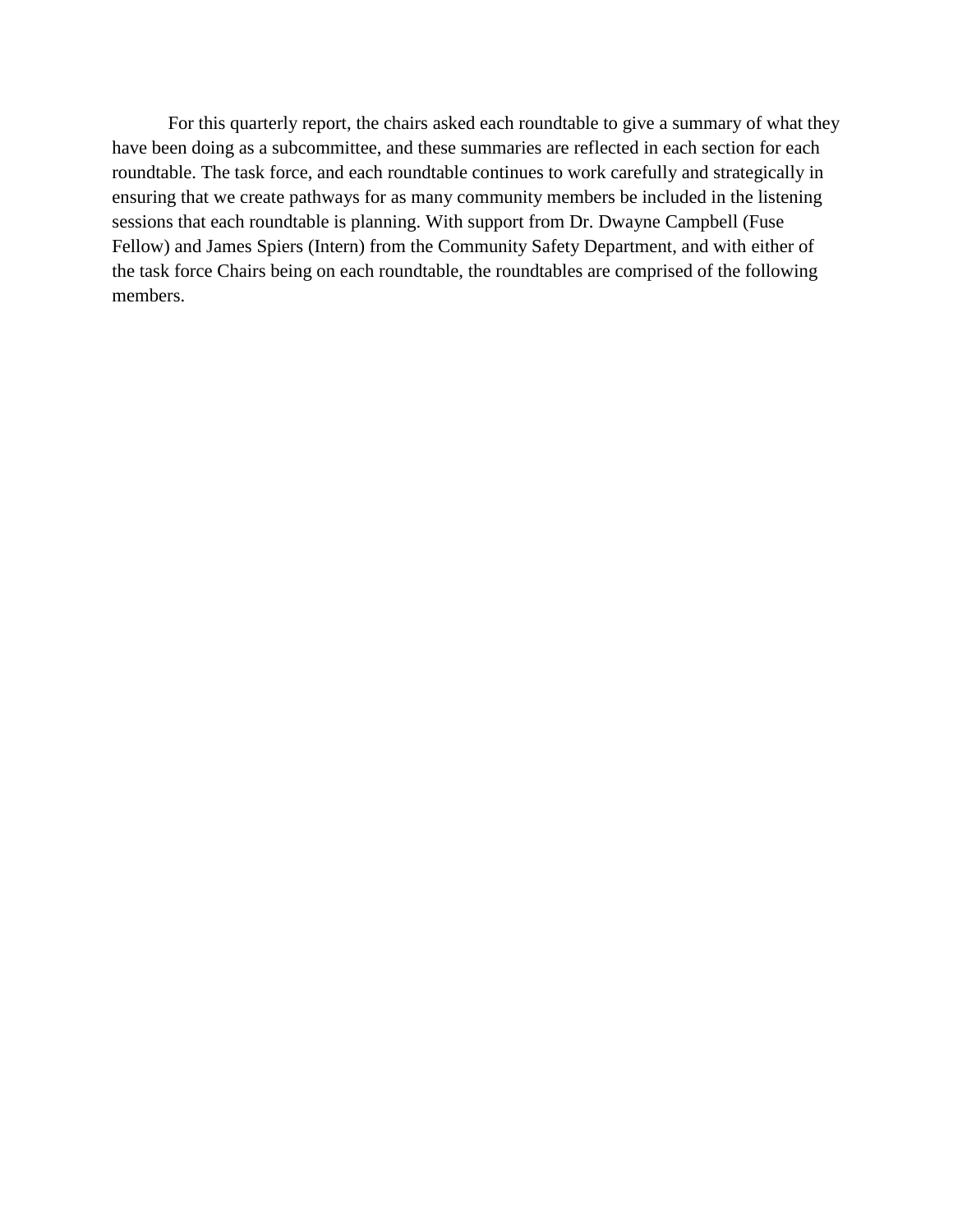For this quarterly report, the chairs asked each roundtable to give a summary of what they have been doing as a subcommittee, and these summaries are reflected in each section for each roundtable. The task force, and each roundtable continues to work carefully and strategically in ensuring that we create pathways for as many community members be included in the listening sessions that each roundtable is planning. With support from Dr. Dwayne Campbell (Fuse Fellow) and James Spiers (Intern) from the Community Safety Department, and with either of the task force Chairs being on each roundtable, the roundtables are comprised of the following members.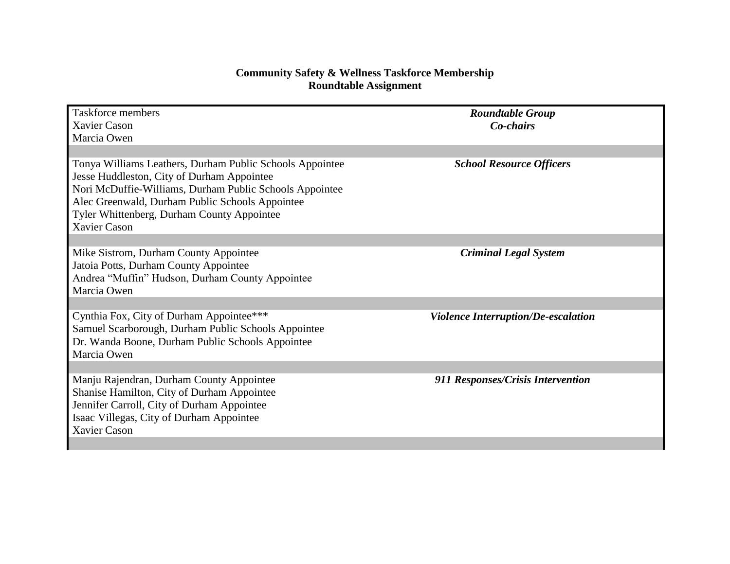**Community Safety & Wellness Taskforce Membership**
**Roundtable Assignment**

| | |
|---|---|
| Taskforce members<br>Xavier Cason<br>Marcia Owen | ***Roundtable Group***<br>***Co-chairs*** |
| Tonya Williams Leathers, Durham Public Schools Appointee<br>Jesse Huddleston, City of Durham Appointee<br>Nori McDuffie-Williams, Durham Public Schools Appointee<br>Alec Greenwald, Durham Public Schools Appointee<br>Tyler Whittenberg, Durham County Appointee<br>Xavier Cason | ***School Resource Officers*** |
| Mike Sistrom, Durham County Appointee<br>Jatoia Potts, Durham County Appointee<br>Andrea “Muffin” Hudson, Durham County Appointee<br>Marcia Owen | ***Criminal Legal System*** |
| Cynthia Fox, City of Durham Appointee***<br>Samuel Scarborough, Durham Public Schools Appointee<br>Dr. Wanda Boone, Durham Public Schools Appointee<br>Marcia Owen | ***Violence Interruption/De-escalation*** |
| Manju Rajendran, Durham County Appointee<br>Shanise Hamilton, City of Durham Appointee<br>Jennifer Carroll, City of Durham Appointee<br>Isaac Villegas, City of Durham Appointee<br>Xavier Cason | ***911 Responses/Crisis Intervention*** |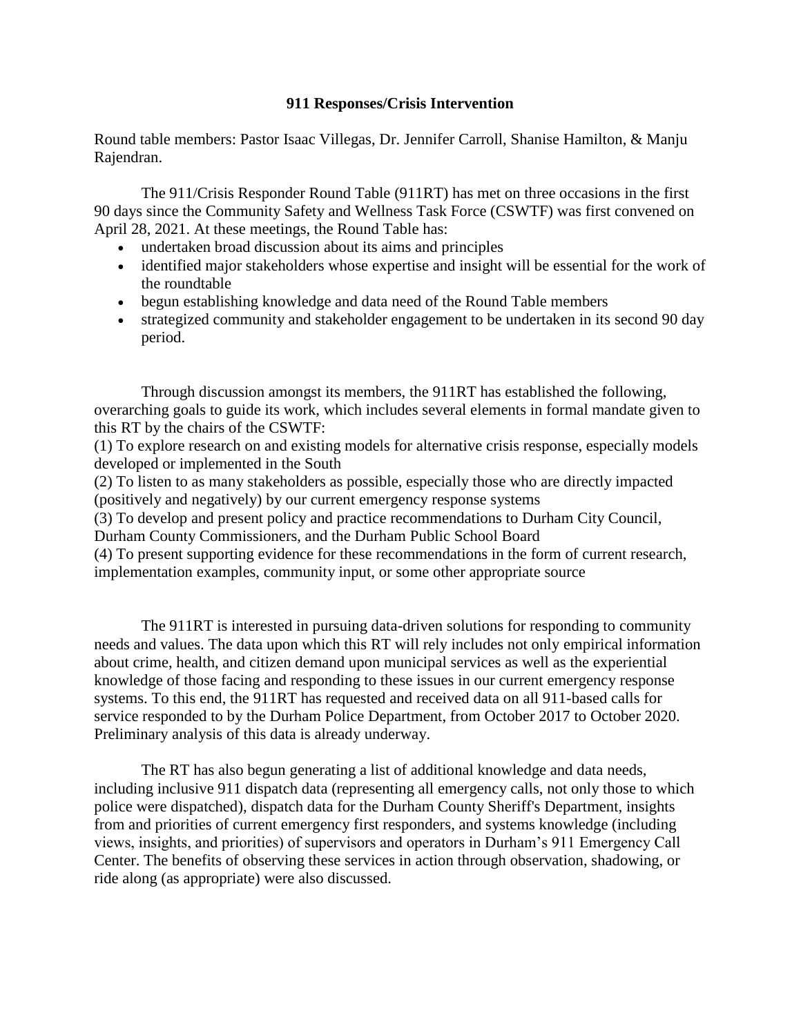## 911 Responses/Crisis Intervention

Round table members: Pastor Isaac Villegas, Dr. Jennifer Carroll, Shanise Hamilton, & Manju Rajendran.

The 911/Crisis Responder Round Table (911RT) has met on three occasions in the first 90 days since the Community Safety and Wellness Task Force (CSWTF) was first convened on April 28, 2021. At these meetings, the Round Table has:

- undertaken broad discussion about its aims and principles
- identified major stakeholders whose expertise and insight will be essential for the work of the roundtable
- begun establishing knowledge and data need of the Round Table members
- strategized community and stakeholder engagement to be undertaken in its second 90 day period.

Through discussion amongst its members, the 911RT has established the following, overarching goals to guide its work, which includes several elements in formal mandate given to this RT by the chairs of the CSWTF:

(1) To explore research on and existing models for alternative crisis response, especially models developed or implemented in the South
(2) To listen to as many stakeholders as possible, especially those who are directly impacted (positively and negatively) by our current emergency response systems
(3) To develop and present policy and practice recommendations to Durham City Council, Durham County Commissioners, and the Durham Public School Board
(4) To present supporting evidence for these recommendations in the form of current research, implementation examples, community input, or some other appropriate source

The 911RT is interested in pursuing data-driven solutions for responding to community needs and values. The data upon which this RT will rely includes not only empirical information about crime, health, and citizen demand upon municipal services as well as the experiential knowledge of those facing and responding to these issues in our current emergency response systems. To this end, the 911RT has requested and received data on all 911-based calls for service responded to by the Durham Police Department, from October 2017 to October 2020. Preliminary analysis of this data is already underway.

The RT has also begun generating a list of additional knowledge and data needs, including inclusive 911 dispatch data (representing all emergency calls, not only those to which police were dispatched), dispatch data for the Durham County Sheriff's Department, insights from and priorities of current emergency first responders, and systems knowledge (including views, insights, and priorities) of supervisors and operators in Durham's 911 Emergency Call Center. The benefits of observing these services in action through observation, shadowing, or ride along (as appropriate) were also discussed.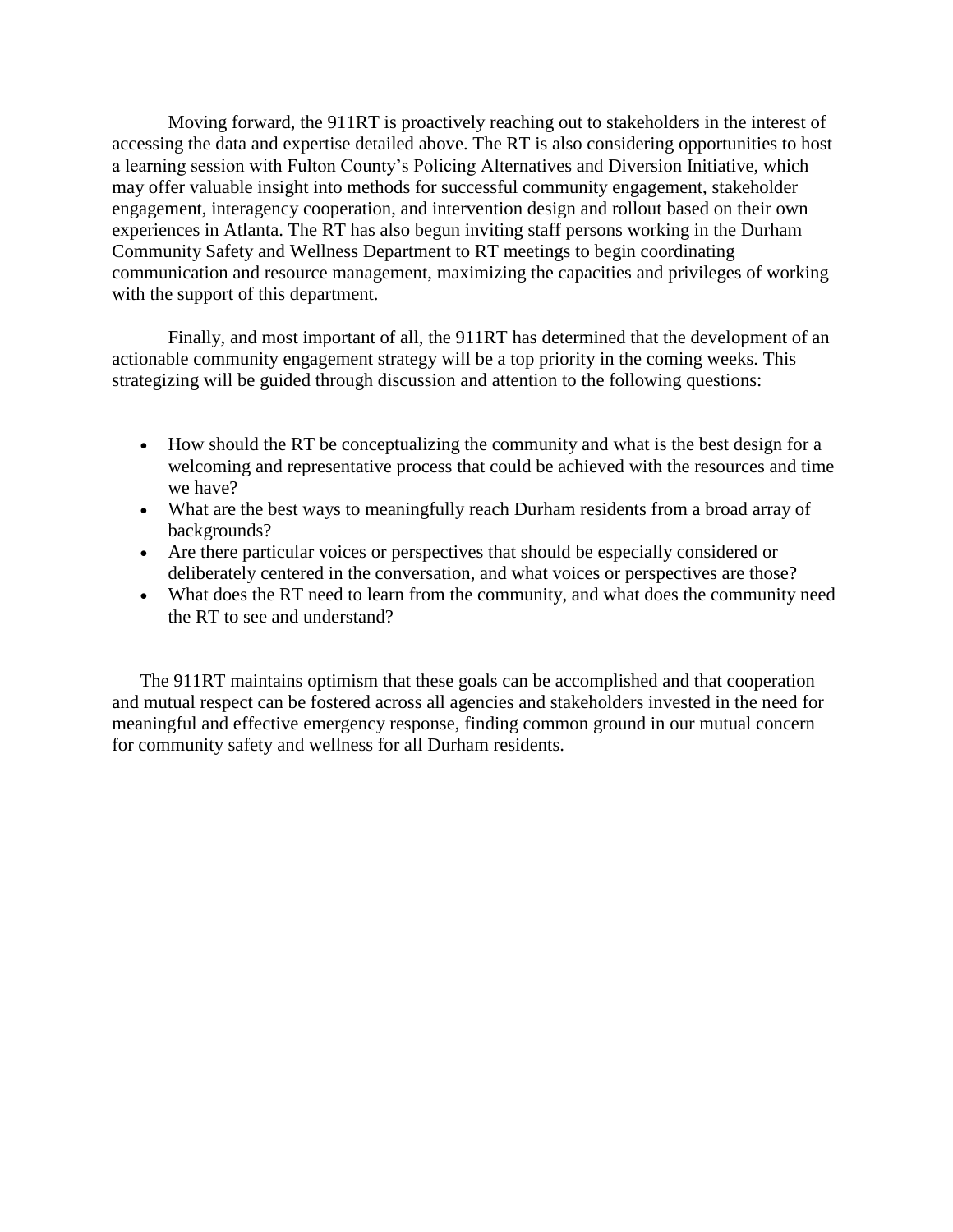Moving forward, the 911RT is proactively reaching out to stakeholders in the interest of accessing the data and expertise detailed above. The RT is also considering opportunities to host a learning session with Fulton County's Policing Alternatives and Diversion Initiative, which may offer valuable insight into methods for successful community engagement, stakeholder engagement, interagency cooperation, and intervention design and rollout based on their own experiences in Atlanta. The RT has also begun inviting staff persons working in the Durham Community Safety and Wellness Department to RT meetings to begin coordinating communication and resource management, maximizing the capacities and privileges of working with the support of this department.

Finally, and most important of all, the 911RT has determined that the development of an actionable community engagement strategy will be a top priority in the coming weeks. This strategizing will be guided through discussion and attention to the following questions:

- How should the RT be conceptualizing the community and what is the best design for a welcoming and representative process that could be achieved with the resources and time we have?
- What are the best ways to meaningfully reach Durham residents from a broad array of backgrounds?
- Are there particular voices or perspectives that should be especially considered or deliberately centered in the conversation, and what voices or perspectives are those?
- What does the RT need to learn from the community, and what does the community need the RT to see and understand?

The 911RT maintains optimism that these goals can be accomplished and that cooperation and mutual respect can be fostered across all agencies and stakeholders invested in the need for meaningful and effective emergency response, finding common ground in our mutual concern for community safety and wellness for all Durham residents.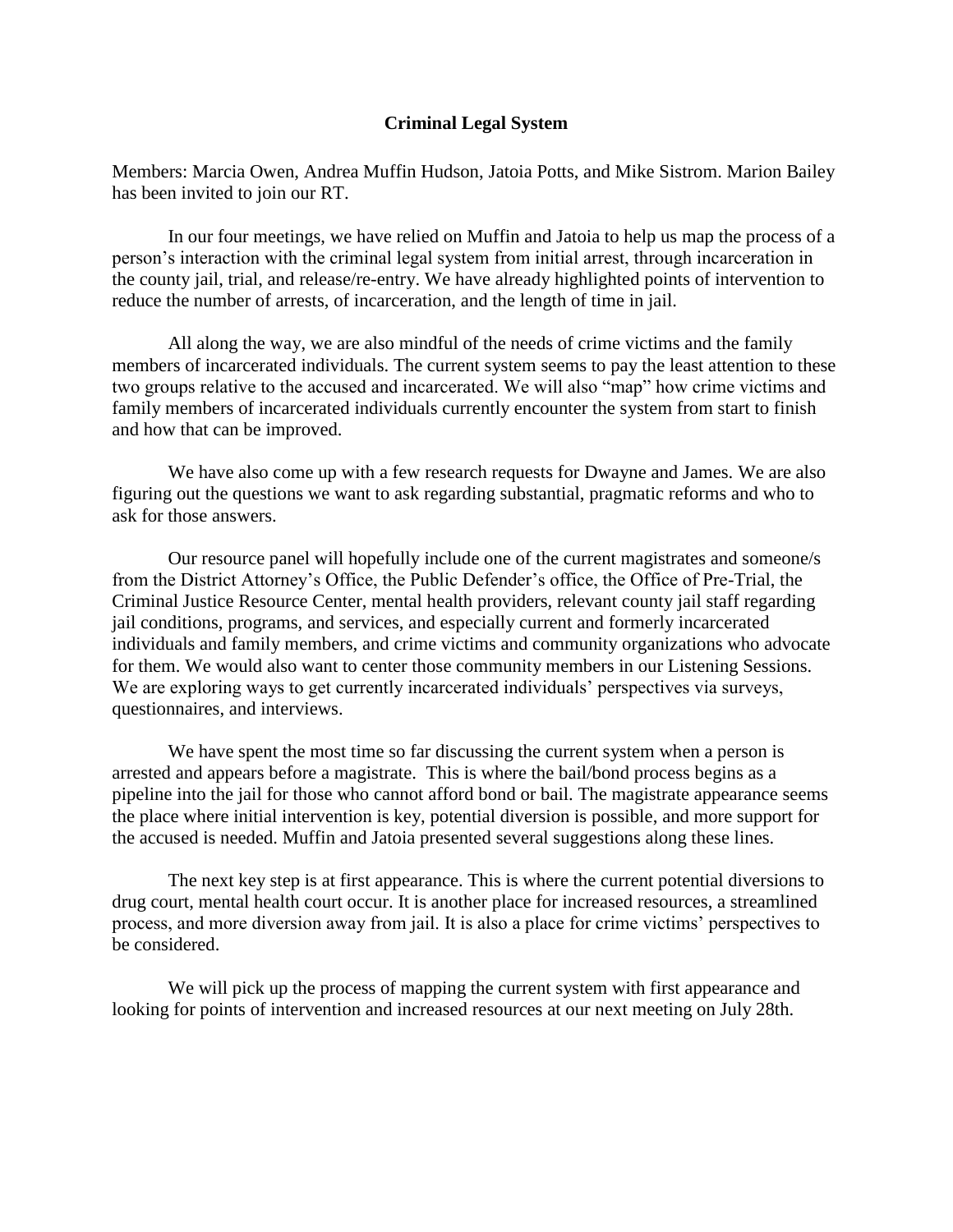## Criminal Legal System

Members: Marcia Owen, Andrea Muffin Hudson, Jatoia Potts, and Mike Sistrom. Marion Bailey has been invited to join our RT.

In our four meetings, we have relied on Muffin and Jatoia to help us map the process of a person's interaction with the criminal legal system from initial arrest, through incarceration in the county jail, trial, and release/re-entry. We have already highlighted points of intervention to reduce the number of arrests, of incarceration, and the length of time in jail.

All along the way, we are also mindful of the needs of crime victims and the family members of incarcerated individuals. The current system seems to pay the least attention to these two groups relative to the accused and incarcerated. We will also "map" how crime victims and family members of incarcerated individuals currently encounter the system from start to finish and how that can be improved.

We have also come up with a few research requests for Dwayne and James. We are also figuring out the questions we want to ask regarding substantial, pragmatic reforms and who to ask for those answers.

Our resource panel will hopefully include one of the current magistrates and someone/s from the District Attorney's Office, the Public Defender's office, the Office of Pre-Trial, the Criminal Justice Resource Center, mental health providers, relevant county jail staff regarding jail conditions, programs, and services, and especially current and formerly incarcerated individuals and family members, and crime victims and community organizations who advocate for them. We would also want to center those community members in our Listening Sessions. We are exploring ways to get currently incarcerated individuals' perspectives via surveys, questionnaires, and interviews.

We have spent the most time so far discussing the current system when a person is arrested and appears before a magistrate. This is where the bail/bond process begins as a pipeline into the jail for those who cannot afford bond or bail. The magistrate appearance seems the place where initial intervention is key, potential diversion is possible, and more support for the accused is needed. Muffin and Jatoia presented several suggestions along these lines.

The next key step is at first appearance. This is where the current potential diversions to drug court, mental health court occur. It is another place for increased resources, a streamlined process, and more diversion away from jail. It is also a place for crime victims' perspectives to be considered.

We will pick up the process of mapping the current system with first appearance and looking for points of intervention and increased resources at our next meeting on July 28th.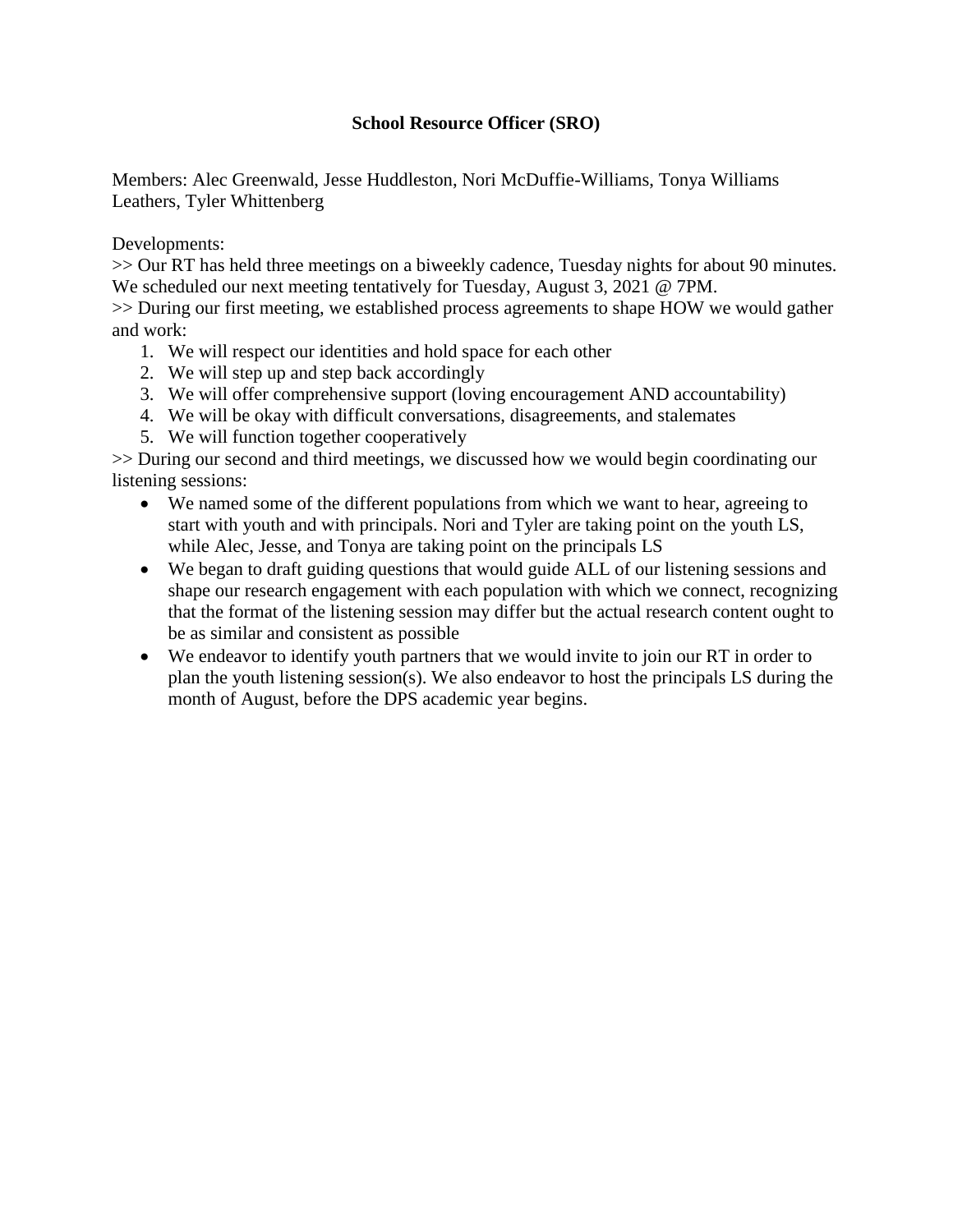**School Resource Officer (SRO)**

Members: Alec Greenwald, Jesse Huddleston, Nori McDuffie-Williams, Tonya Williams Leathers, Tyler Whittenberg

Developments:

>> Our RT has held three meetings on a biweekly cadence, Tuesday nights for about 90 minutes. We scheduled our next meeting tentatively for Tuesday, August 3, 2021 @ 7PM.

>> During our first meeting, we established process agreements to shape HOW we would gather and work:

1. We will respect our identities and hold space for each other
2. We will step up and step back accordingly
3. We will offer comprehensive support (loving encouragement AND accountability)
4. We will be okay with difficult conversations, disagreements, and stalemates
5. We will function together cooperatively

>> During our second and third meetings, we discussed how we would begin coordinating our listening sessions:

- We named some of the different populations from which we want to hear, agreeing to start with youth and with principals. Nori and Tyler are taking point on the youth LS, while Alec, Jesse, and Tonya are taking point on the principals LS
- We began to draft guiding questions that would guide ALL of our listening sessions and shape our research engagement with each population with which we connect, recognizing that the format of the listening session may differ but the actual research content ought to be as similar and consistent as possible
- We endeavor to identify youth partners that we would invite to join our RT in order to plan the youth listening session(s). We also endeavor to host the principals LS during the month of August, before the DPS academic year begins.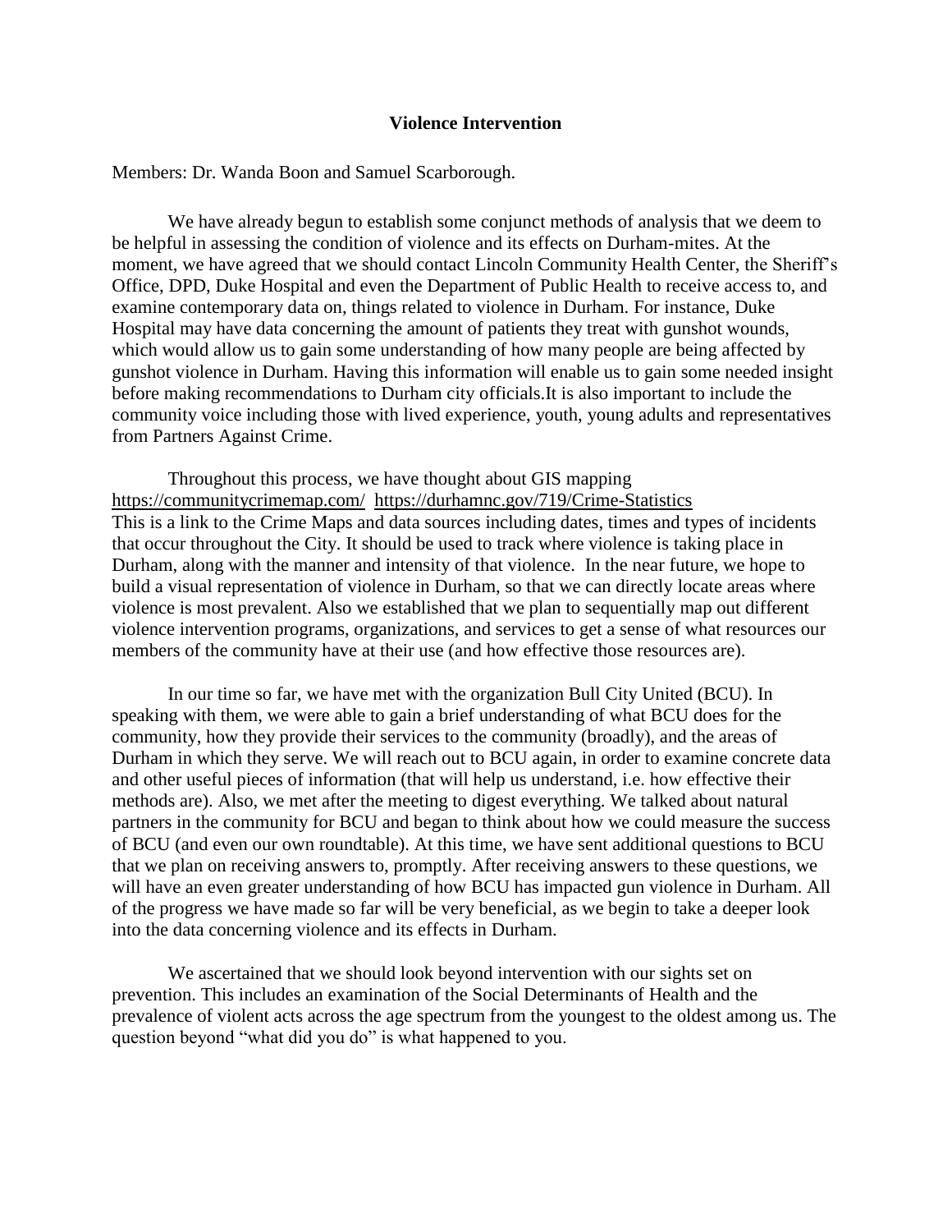**Violence Intervention**

Members: Dr. Wanda Boon and Samuel Scarborough.

We have already begun to establish some conjunct methods of analysis that we deem to be helpful in assessing the condition of violence and its effects on Durham-mites. At the moment, we have agreed that we should contact Lincoln Community Health Center, the Sheriff's Office, DPD, Duke Hospital and even the Department of Public Health to receive access to, and examine contemporary data on, things related to violence in Durham. For instance, Duke Hospital may have data concerning the amount of patients they treat with gunshot wounds, which would allow us to gain some understanding of how many people are being affected by gunshot violence in Durham. Having this information will enable us to gain some needed insight before making recommendations to Durham city officials.It is also important to include the community voice including those with lived experience, youth, young adults and representatives from Partners Against Crime.

Throughout this process, we have thought about GIS mapping https://communitycrimemap.com/ https://durhamnc.gov/719/Crime-Statistics
This is a link to the Crime Maps and data sources including dates, times and types of incidents that occur throughout the City. It should be used to track where violence is taking place in Durham, along with the manner and intensity of that violence. In the near future, we hope to build a visual representation of violence in Durham, so that we can directly locate areas where violence is most prevalent. Also we established that we plan to sequentially map out different violence intervention programs, organizations, and services to get a sense of what resources our members of the community have at their use (and how effective those resources are).

In our time so far, we have met with the organization Bull City United (BCU). In speaking with them, we were able to gain a brief understanding of what BCU does for the community, how they provide their services to the community (broadly), and the areas of Durham in which they serve. We will reach out to BCU again, in order to examine concrete data and other useful pieces of information (that will help us understand, i.e. how effective their methods are). Also, we met after the meeting to digest everything. We talked about natural partners in the community for BCU and began to think about how we could measure the success of BCU (and even our own roundtable). At this time, we have sent additional questions to BCU that we plan on receiving answers to, promptly. After receiving answers to these questions, we will have an even greater understanding of how BCU has impacted gun violence in Durham. All of the progress we have made so far will be very beneficial, as we begin to take a deeper look into the data concerning violence and its effects in Durham.

We ascertained that we should look beyond intervention with our sights set on prevention. This includes an examination of the Social Determinants of Health and the prevalence of violent acts across the age spectrum from the youngest to the oldest among us. The question beyond "what did you do" is what happened to you.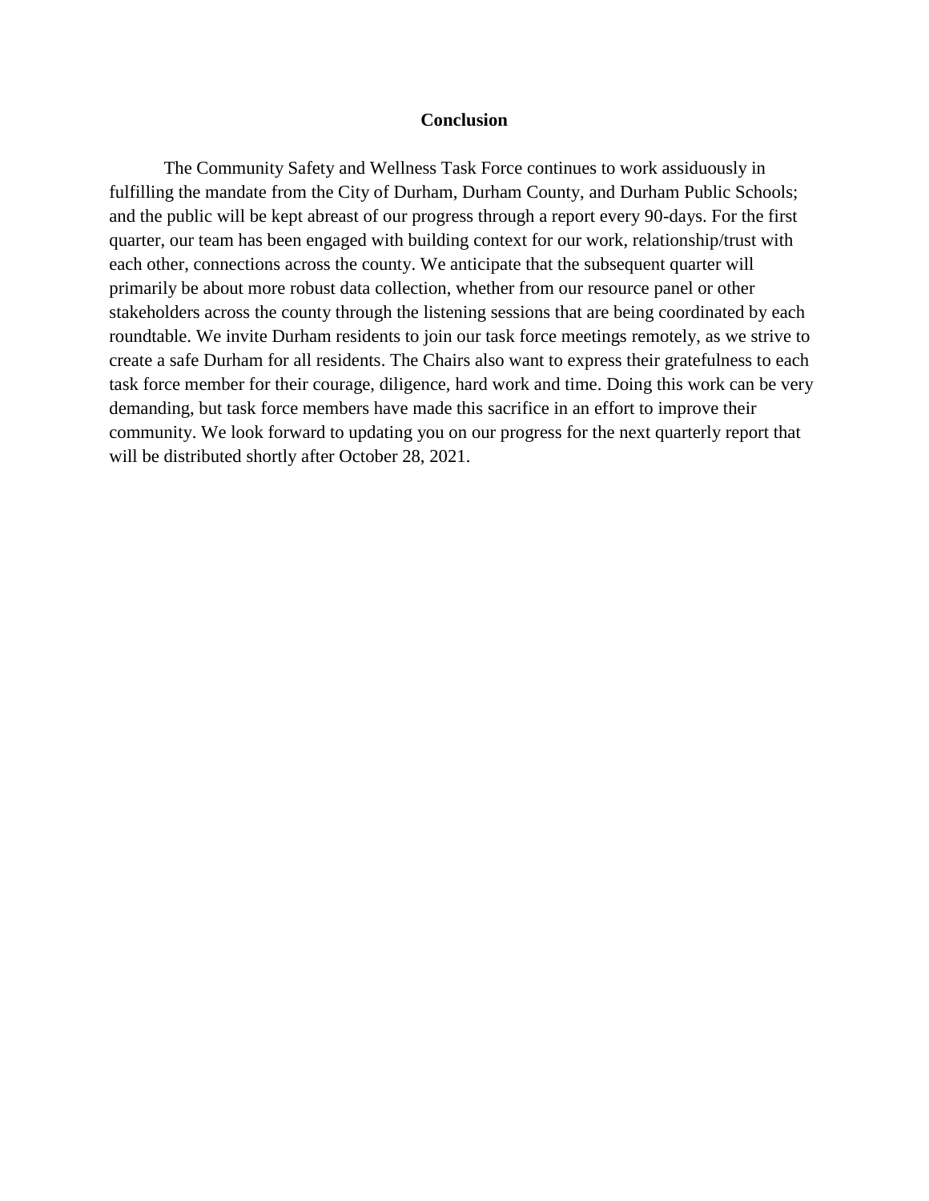## Conclusion

The Community Safety and Wellness Task Force continues to work assiduously in fulfilling the mandate from the City of Durham, Durham County, and Durham Public Schools; and the public will be kept abreast of our progress through a report every 90-days. For the first quarter, our team has been engaged with building context for our work, relationship/trust with each other, connections across the county. We anticipate that the subsequent quarter will primarily be about more robust data collection, whether from our resource panel or other stakeholders across the county through the listening sessions that are being coordinated by each roundtable. We invite Durham residents to join our task force meetings remotely, as we strive to create a safe Durham for all residents. The Chairs also want to express their gratefulness to each task force member for their courage, diligence, hard work and time. Doing this work can be very demanding, but task force members have made this sacrifice in an effort to improve their community. We look forward to updating you on our progress for the next quarterly report that will be distributed shortly after October 28, 2021.